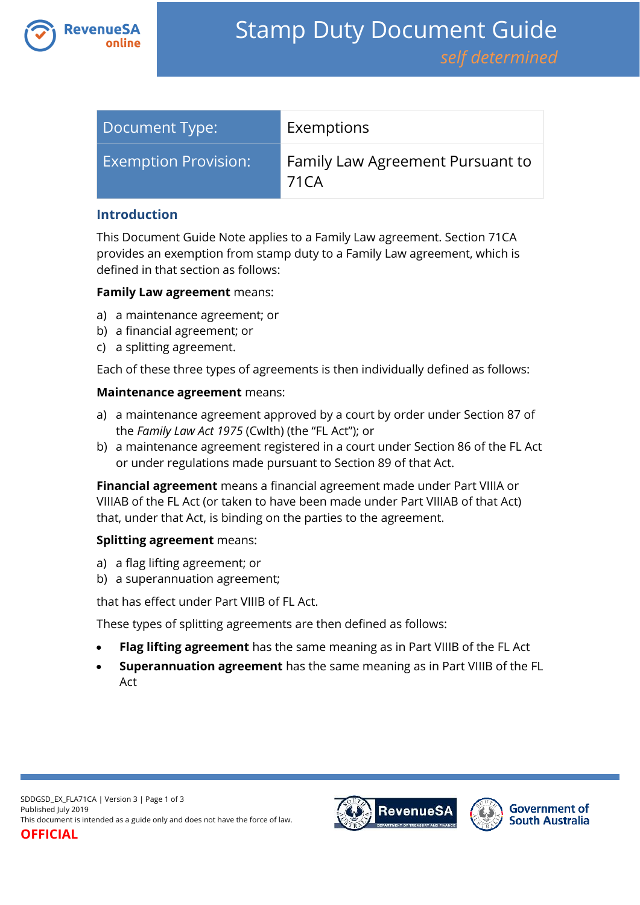# Stamp Duty Document Guide

*self determined*

| Document Type: | Exemptions |
|---|---|
| Exemption Provision: | Family Law Agreement Pursuant to 71CA |

## Introduction

This Document Guide Note applies to a Family Law agreement. Section 71CA provides an exemption from stamp duty to a Family Law agreement, which is defined in that section as follows:

**Family Law agreement** means:

a) a maintenance agreement; or
b) a financial agreement; or
c) a splitting agreement.

Each of these three types of agreements is then individually defined as follows:

**Maintenance agreement** means:

a) a maintenance agreement approved by a court by order under Section 87 of the *Family Law Act 1975* (Cwlth) (the “FL Act”); or
b) a maintenance agreement registered in a court under Section 86 of the FL Act or under regulations made pursuant to Section 89 of that Act.

**Financial agreement** means a financial agreement made under Part VIIIA or VIIIAB of the FL Act (or taken to have been made under Part VIIIAB of that Act) that, under that Act, is binding on the parties to the agreement.

**Splitting agreement** means:

a) a flag lifting agreement; or
b) a superannuation agreement;

that has effect under Part VIIIB of FL Act.

These types of splitting agreements are then defined as follows:

- **Flag lifting agreement** has the same meaning as in Part VIIIB of the FL Act
- **Superannuation agreement** has the same meaning as in Part VIIIB of the FL Act

SDDGSD_EX_FLA71CA | Version 3
Published July 2019
This document is intended as a guide only and does not have the force of law.
OFFICIAL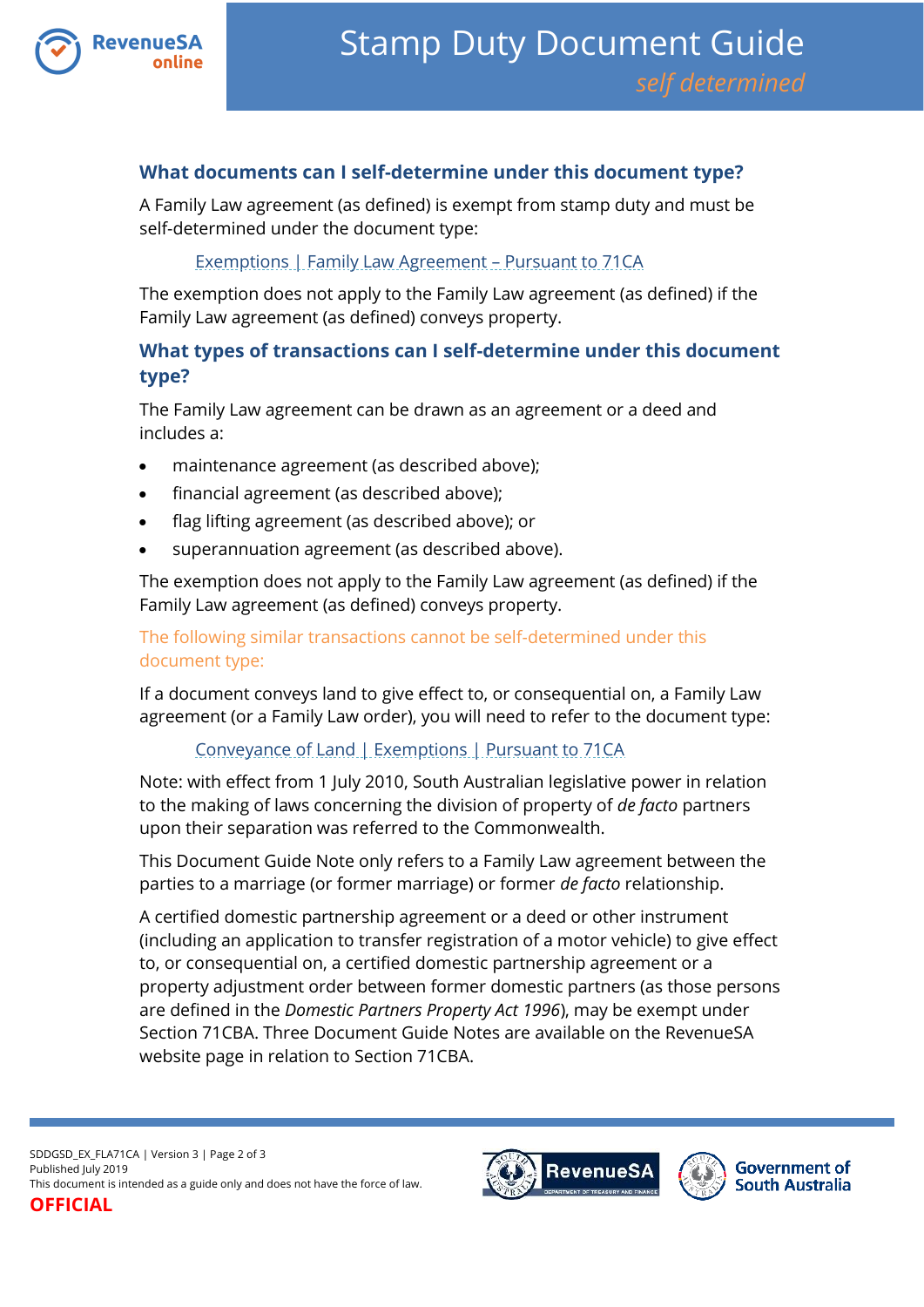## What documents can I self-determine under this document type?

A Family Law agreement (as defined) is exempt from stamp duty and must be self-determined under the document type:

Exemptions | Family Law Agreement – Pursuant to 71CA

The exemption does not apply to the Family Law agreement (as defined) if the Family Law agreement (as defined) conveys property.

## What types of transactions can I self-determine under this document type?

The Family Law agreement can be drawn as an agreement or a deed and includes a:

- maintenance agreement (as described above);
- financial agreement (as described above);
- flag lifting agreement (as described above); or
- superannuation agreement (as described above).

The exemption does not apply to the Family Law agreement (as defined) if the Family Law agreement (as defined) conveys property.

The following similar transactions cannot be self-determined under this document type:

If a document conveys land to give effect to, or consequential on, a Family Law agreement (or a Family Law order), you will need to refer to the document type:

Conveyance of Land | Exemptions | Pursuant to 71CA

Note: with effect from 1 July 2010, South Australian legislative power in relation to the making of laws concerning the division of property of *de facto* partners upon their separation was referred to the Commonwealth.

This Document Guide Note only refers to a Family Law agreement between the parties to a marriage (or former marriage) or former *de facto* relationship.

A certified domestic partnership agreement or a deed or other instrument (including an application to transfer registration of a motor vehicle) to give effect to, or consequential on, a certified domestic partnership agreement or a property adjustment order between former domestic partners (as those persons are defined in the *Domestic Partners Property Act 1996*), may be exempt under Section 71CBA. Three Document Guide Notes are available on the RevenueSA website page in relation to Section 71CBA.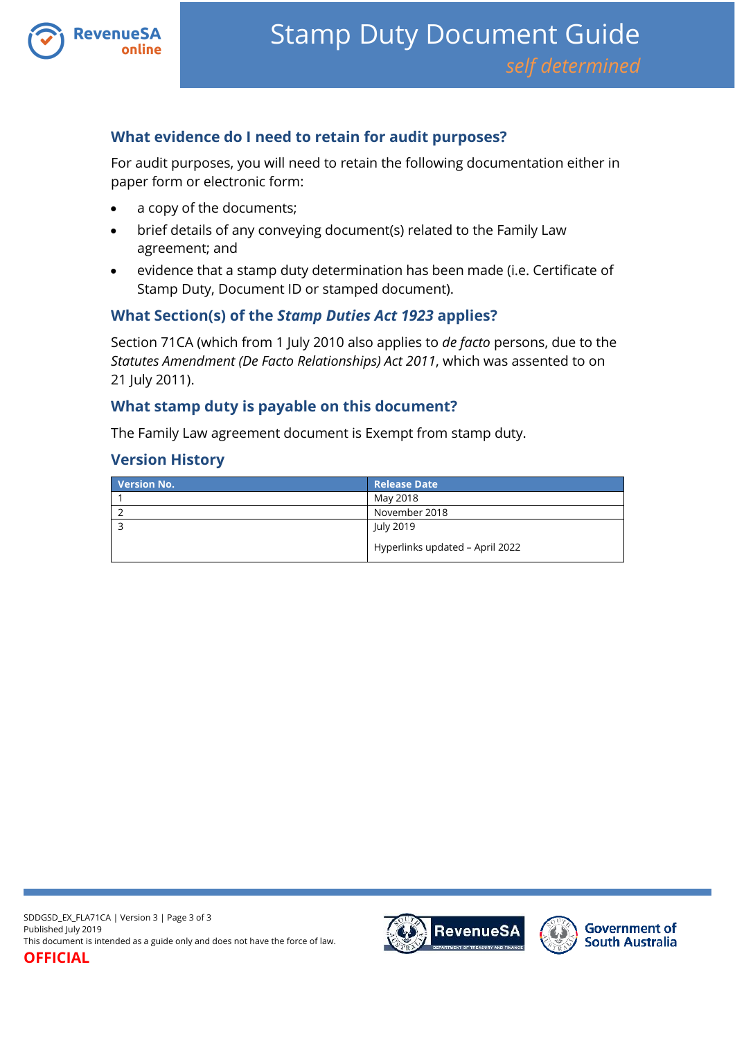### What evidence do I need to retain for audit purposes?

For audit purposes, you will need to retain the following documentation either in paper form or electronic form:

- a copy of the documents;
- brief details of any conveying document(s) related to the Family Law agreement; and
- evidence that a stamp duty determination has been made (i.e. Certificate of Stamp Duty, Document ID or stamped document).

### What Section(s) of the *Stamp Duties Act 1923* applies?

Section 71CA (which from 1 July 2010 also applies to *de facto* persons, due to the *Statutes Amendment (De Facto Relationships) Act 2011*, which was assented to on 21 July 2011).

### What stamp duty is payable on this document?

The Family Law agreement document is Exempt from stamp duty.

### Version History

| Version No. | Release Date |
|---|---|
| 1 | May 2018 |
| 2 | November 2018 |
| 3 | July 2019<br><br>Hyperlinks updated – April 2022 |

SDDGSD_EX_FLA71CA | Version 3 | Page 3 of 3
Published July 2019
This document is intended as a guide only and does not have the force of law.
**OFFICIAL**